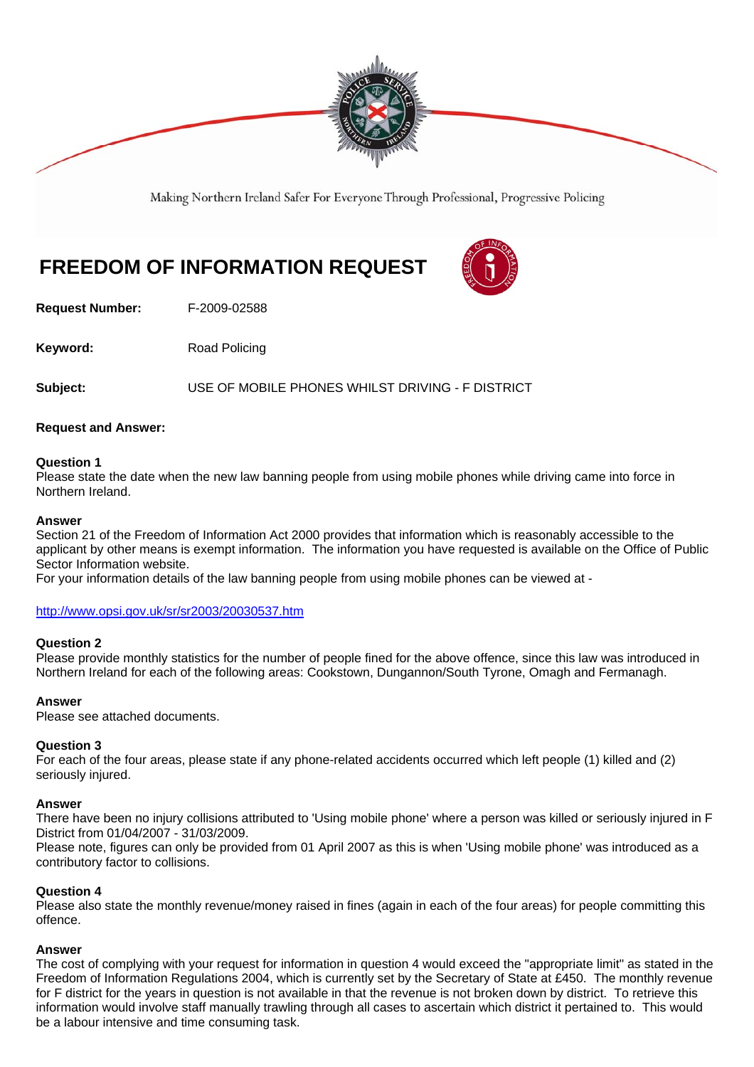Making Northern Ireland Safer For Everyone Through Professional, Progressive Policing

# FREEDOM OF INFORMATION REQUEST

**Request Number:** F-2009-02588

**Keyword:** Road Policing

**Subject:** USE OF MOBILE PHONES WHILST DRIVING - F DISTRICT

**Request and Answer:**

**Question 1**
Please state the date when the new law banning people from using mobile phones while driving came into force in Northern Ireland.

**Answer**
Section 21 of the Freedom of Information Act 2000 provides that information which is reasonably accessible to the applicant by other means is exempt information. The information you have requested is available on the Office of Public Sector Information website.
For your information details of the law banning people from using mobile phones can be viewed at -

http://www.opsi.gov.uk/sr/sr2003/20030537.htm

**Question 2**
Please provide monthly statistics for the number of people fined for the above offence, since this law was introduced in Northern Ireland for each of the following areas: Cookstown, Dungannon/South Tyrone, Omagh and Fermanagh.

**Answer**
Please see attached documents.

**Question 3**
For each of the four areas, please state if any phone-related accidents occurred which left people (1) killed and (2) seriously injured.

**Answer**
There have been no injury collisions attributed to 'Using mobile phone' where a person was killed or seriously injured in F District from 01/04/2007 - 31/03/2009.
Please note, figures can only be provided from 01 April 2007 as this is when 'Using mobile phone' was introduced as a contributory factor to collisions.

**Question 4**
Please also state the monthly revenue/money raised in fines (again in each of the four areas) for people committing this offence.

**Answer**
The cost of complying with your request for information in question 4 would exceed the "appropriate limit" as stated in the Freedom of Information Regulations 2004, which is currently set by the Secretary of State at £450. The monthly revenue for F district for the years in question is not available in that the revenue is not broken down by district. To retrieve this information would involve staff manually trawling through all cases to ascertain which district it pertained to. This would be a labour intensive and time consuming task.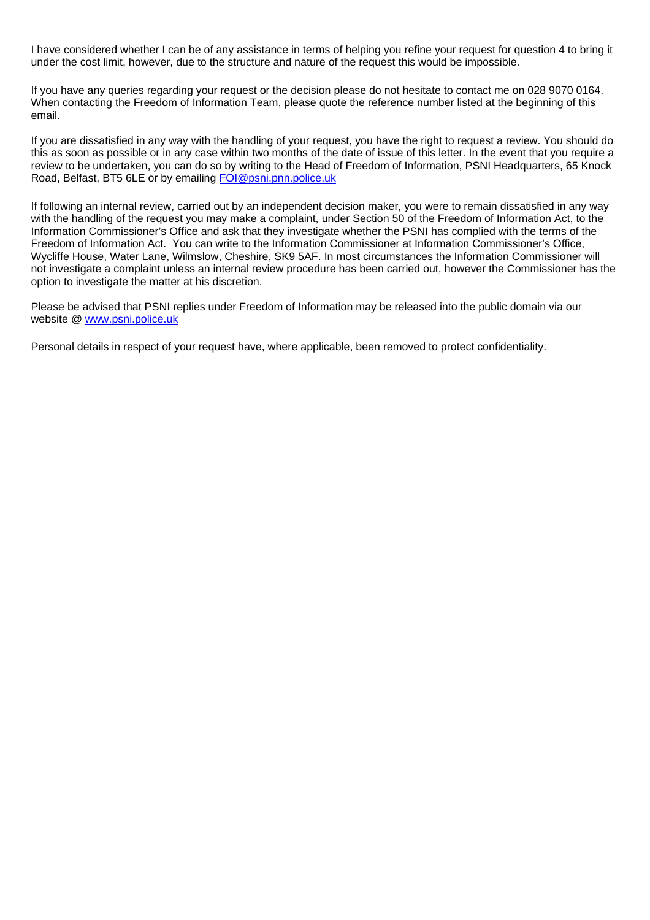I have considered whether I can be of any assistance in terms of helping you refine your request for question 4 to bring it under the cost limit, however, due to the structure and nature of the request this would be impossible.

If you have any queries regarding your request or the decision please do not hesitate to contact me on 028 9070 0164. When contacting the Freedom of Information Team, please quote the reference number listed at the beginning of this email.

If you are dissatisfied in any way with the handling of your request, you have the right to request a review. You should do this as soon as possible or in any case within two months of the date of issue of this letter. In the event that you require a review to be undertaken, you can do so by writing to the Head of Freedom of Information, PSNI Headquarters, 65 Knock Road, Belfast, BT5 6LE or by emailing [FOI@psni.pnn.police.uk](mailto:FOI@psni.pnn.police.uk)

If following an internal review, carried out by an independent decision maker, you were to remain dissatisfied in any way with the handling of the request you may make a complaint, under Section 50 of the Freedom of Information Act, to the Information Commissioner's Office and ask that they investigate whether the PSNI has complied with the terms of the Freedom of Information Act. You can write to the Information Commissioner at Information Commissioner's Office, Wycliffe House, Water Lane, Wilmslow, Cheshire, SK9 5AF. In most circumstances the Information Commissioner will not investigate a complaint unless an internal review procedure has been carried out, however the Commissioner has the option to investigate the matter at his discretion.

Please be advised that PSNI replies under Freedom of Information may be released into the public domain via our website @ [www.psni.police.uk](http://www.psni.police.uk)

Personal details in respect of your request have, where applicable, been removed to protect confidentiality.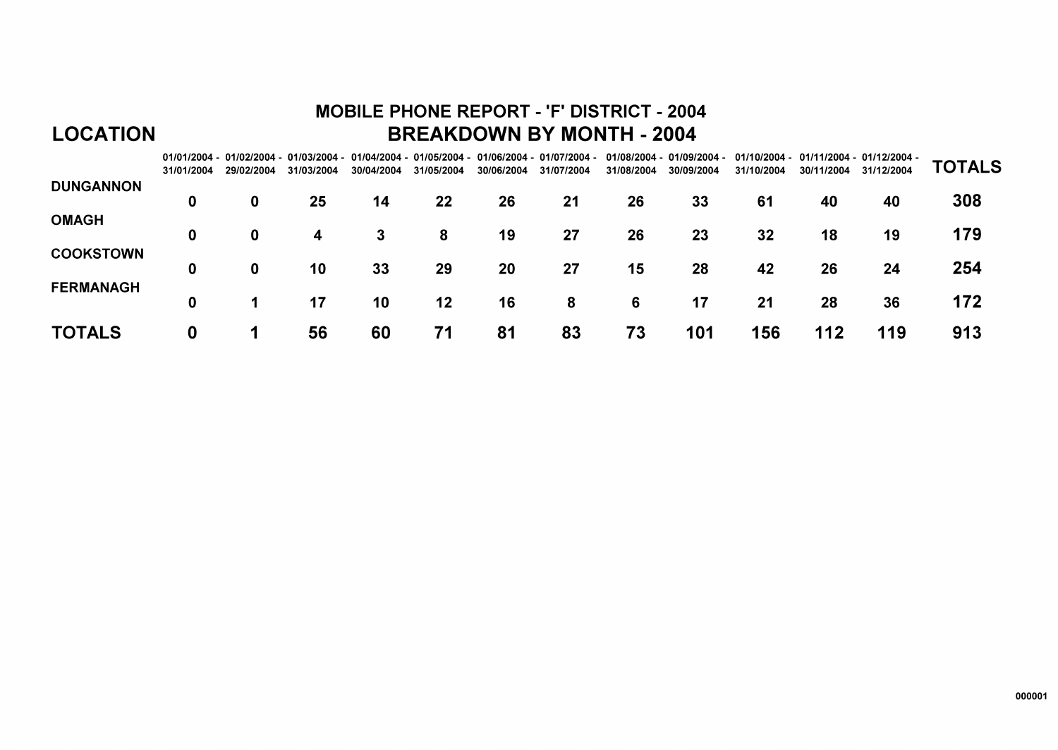# MOBILE PHONE REPORT - 'F' DISTRICT - 2004

## BREAKDOWN BY MONTH - 2004

| LOCATION | 01/01/2004 - 31/01/2004 | 01/02/2004 - 29/02/2004 | 01/03/2004 - 31/03/2004 | 01/04/2004 - 30/04/2004 | 01/05/2004 - 31/05/2004 | 01/06/2004 - 30/06/2004 | 01/07/2004 - 31/07/2004 | 01/08/2004 - 31/08/2004 | 01/09/2004 - 30/09/2004 | 01/10/2004 - 31/10/2004 | 01/11/2004 - 30/11/2004 | 01/12/2004 - 31/12/2004 | TOTALS |
|---|---|---|---|---|---|---|---|---|---|---|---|---|---|
| DUNGANNON | 0 | 0 | 25 | 14 | 22 | 26 | 21 | 26 | 33 | 61 | 40 | 40 | 308 |
| OMAGH | 0 | 0 | 4 | 3 | 8 | 19 | 27 | 26 | 23 | 32 | 18 | 19 | 179 |
| COOKSTOWN | 0 | 0 | 10 | 33 | 29 | 20 | 27 | 15 | 28 | 42 | 26 | 24 | 254 |
| FERMANAGH | 0 | 1 | 17 | 10 | 12 | 16 | 8 | 6 | 17 | 21 | 28 | 36 | 172 |
| **TOTALS** | **0** | **1** | **56** | **60** | **71** | **81** | **83** | **73** | **101** | **156** | **112** | **119** | **913** |

000001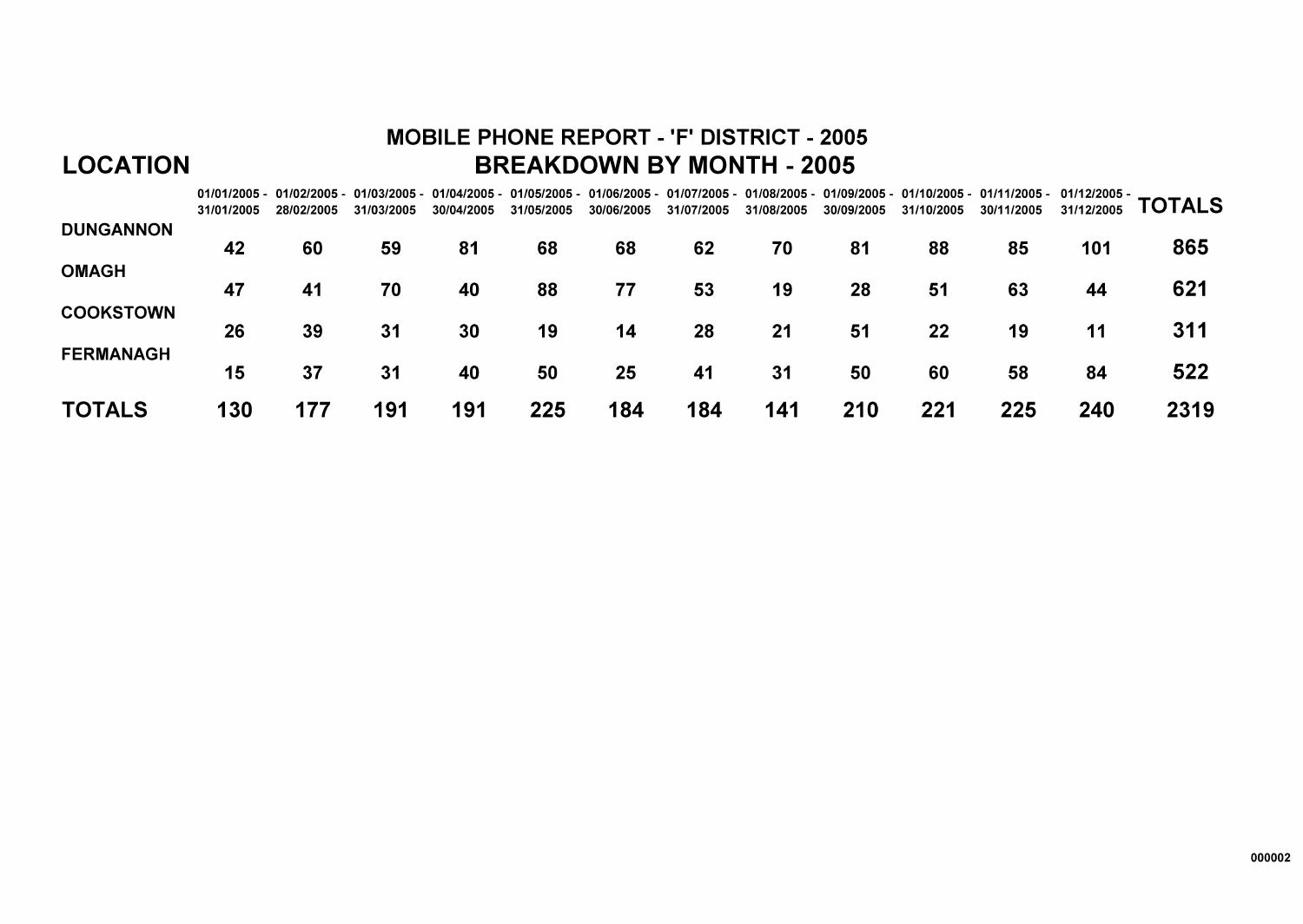# MOBILE PHONE REPORT - 'F' DISTRICT - 2005

## BREAKDOWN BY MONTH - 2005

| LOCATION | 01/01/2005 - 31/01/2005 | 01/02/2005 - 28/02/2005 | 01/03/2005 - 31/03/2005 | 01/04/2005 - 30/04/2005 | 01/05/2005 - 31/05/2005 | 01/06/2005 - 30/06/2005 | 01/07/2005 - 31/07/2005 | 01/08/2005 - 31/08/2005 | 01/09/2005 - 30/09/2005 | 01/10/2005 - 31/10/2005 | 01/11/2005 - 30/11/2005 | 01/12/2005 - 31/12/2005 | TOTALS |
|---|---|---|---|---|---|---|---|---|---|---|---|---|---|
| DUNGANNON | 42 | 60 | 59 | 81 | 68 | 68 | 62 | 70 | 81 | 88 | 85 | 101 | 865 |
| OMAGH | 47 | 41 | 70 | 40 | 88 | 77 | 53 | 19 | 28 | 51 | 63 | 44 | 621 |
| COOKSTOWN | 26 | 39 | 31 | 30 | 19 | 14 | 28 | 21 | 51 | 22 | 19 | 11 | 311 |
| FERMANAGH | 15 | 37 | 31 | 40 | 50 | 25 | 41 | 31 | 50 | 60 | 58 | 84 | 522 |
| **TOTALS** | **130** | **177** | **191** | **191** | **225** | **184** | **184** | **141** | **210** | **221** | **225** | **240** | **2319** |

000002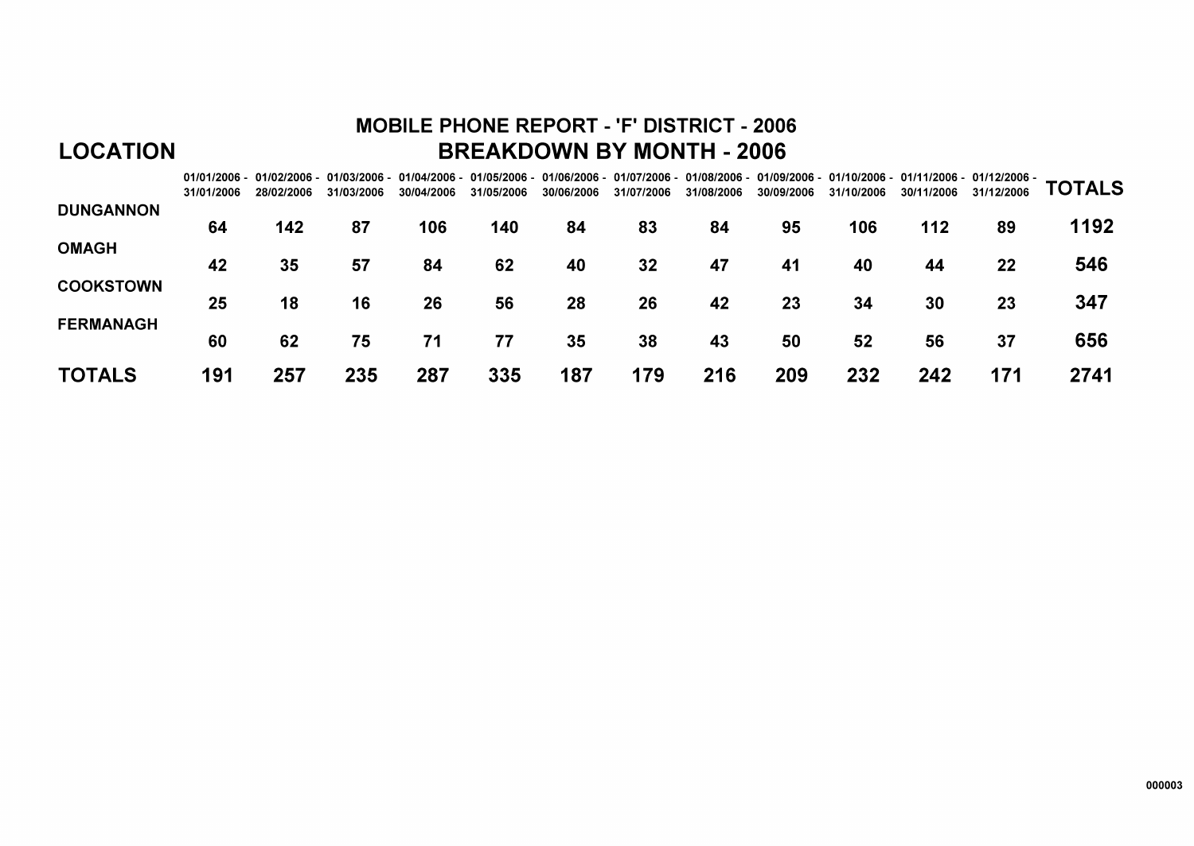# MOBILE PHONE REPORT - 'F' DISTRICT - 2006

## BREAKDOWN BY MONTH - 2006

| LOCATION | 01/01/2006 - 31/01/2006 | 01/02/2006 - 28/02/2006 | 01/03/2006 - 31/03/2006 | 01/04/2006 - 30/04/2006 | 01/05/2006 - 31/05/2006 | 01/06/2006 - 30/06/2006 | 01/07/2006 - 31/07/2006 | 01/08/2006 - 31/08/2006 | 01/09/2006 - 30/09/2006 | 01/10/2006 - 31/10/2006 | 01/11/2006 - 30/11/2006 | 01/12/2006 - 31/12/2006 | TOTALS |
|---|---|---|---|---|---|---|---|---|---|---|---|---|---|
| DUNGANNON | 64 | 142 | 87 | 106 | 140 | 84 | 83 | 84 | 95 | 106 | 112 | 89 | 1192 |
| OMAGH | 42 | 35 | 57 | 84 | 62 | 40 | 32 | 47 | 41 | 40 | 44 | 22 | 546 |
| COOKSTOWN | 25 | 18 | 16 | 26 | 56 | 28 | 26 | 42 | 23 | 34 | 30 | 23 | 347 |
| FERMANAGH | 60 | 62 | 75 | 71 | 77 | 35 | 38 | 43 | 50 | 52 | 56 | 37 | 656 |
| **TOTALS** | **191** | **257** | **235** | **287** | **335** | **187** | **179** | **216** | **209** | **232** | **242** | **171** | **2741** |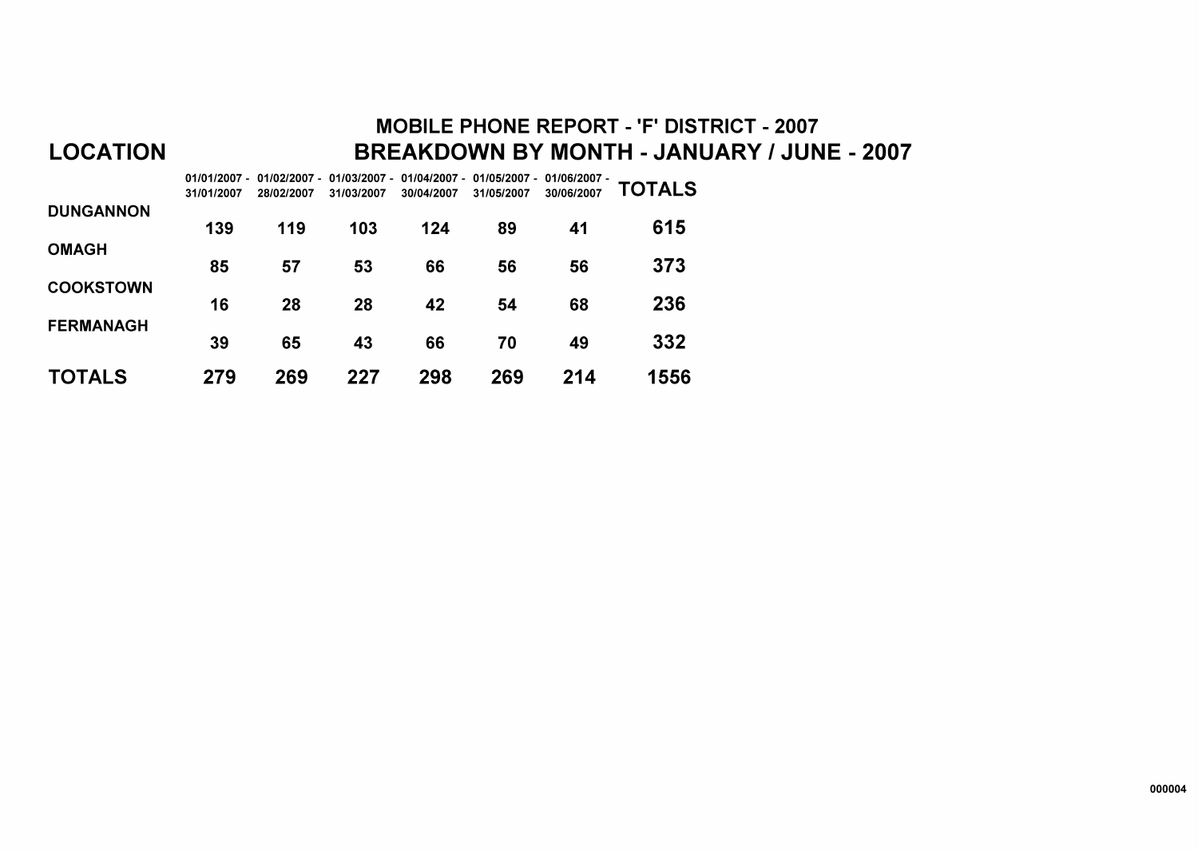# MOBILE PHONE REPORT - 'F' DISTRICT - 2007

## BREAKDOWN BY MONTH - JANUARY / JUNE - 2007

| LOCATION | 01/01/2007 - 31/01/2007 | 01/02/2007 - 28/02/2007 | 01/03/2007 - 31/03/2007 | 01/04/2007 - 30/04/2007 | 01/05/2007 - 31/05/2007 | 01/06/2007 - 30/06/2007 | TOTALS |
|---|---|---|---|---|---|---|---|
| DUNGANNON | 139 | 119 | 103 | 124 | 89 | 41 | 615 |
| OMAGH | 85 | 57 | 53 | 66 | 56 | 56 | 373 |
| COOKSTOWN | 16 | 28 | 28 | 42 | 54 | 68 | 236 |
| FERMANAGH | 39 | 65 | 43 | 66 | 70 | 49 | 332 |
| **TOTALS** | **279** | **269** | **227** | **298** | **269** | **214** | **1556** |

000004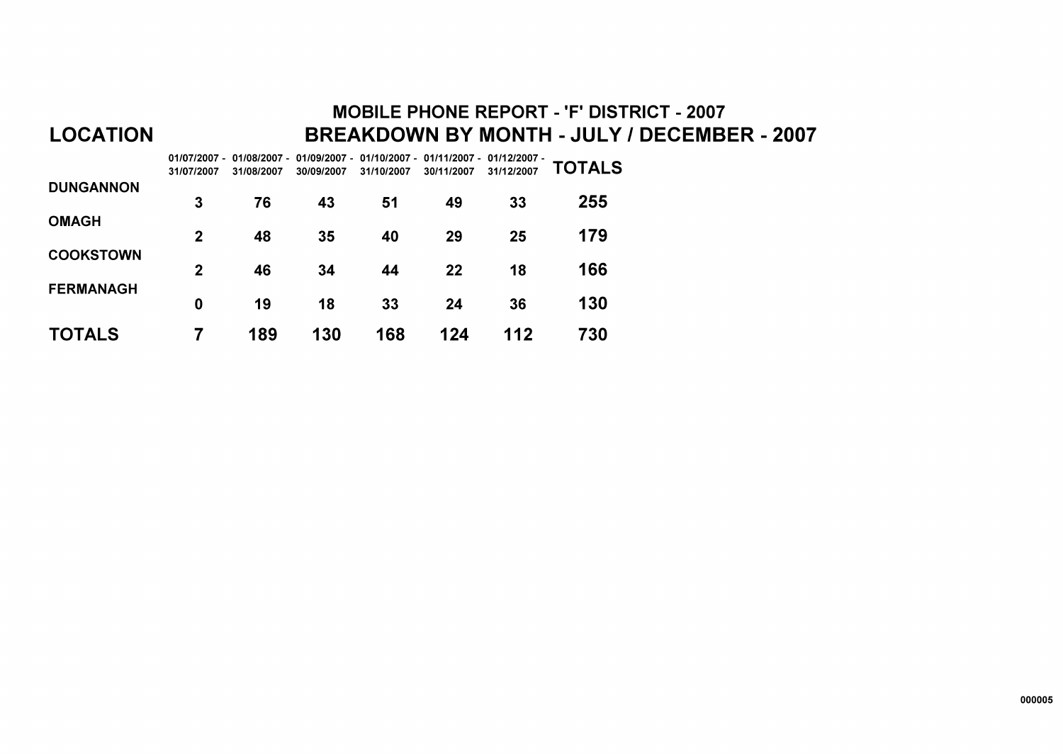# MOBILE PHONE REPORT - 'F' DISTRICT - 2007

## BREAKDOWN BY MONTH - JULY / DECEMBER - 2007

| LOCATION | 01/07/2007 - 31/07/2007 | 01/08/2007 - 31/08/2007 | 01/09/2007 - 30/09/2007 | 01/10/2007 - 31/10/2007 | 01/11/2007 - 30/11/2007 | 01/12/2007 - 31/12/2007 | TOTALS |
|---|---|---|---|---|---|---|---|
| DUNGANNON | 3 | 76 | 43 | 51 | 49 | 33 | 255 |
| OMAGH | 2 | 48 | 35 | 40 | 29 | 25 | 179 |
| COOKSTOWN | 2 | 46 | 34 | 44 | 22 | 18 | 166 |
| FERMANAGH | 0 | 19 | 18 | 33 | 24 | 36 | 130 |
| **TOTALS** | **7** | **189** | **130** | **168** | **124** | **112** | **730** |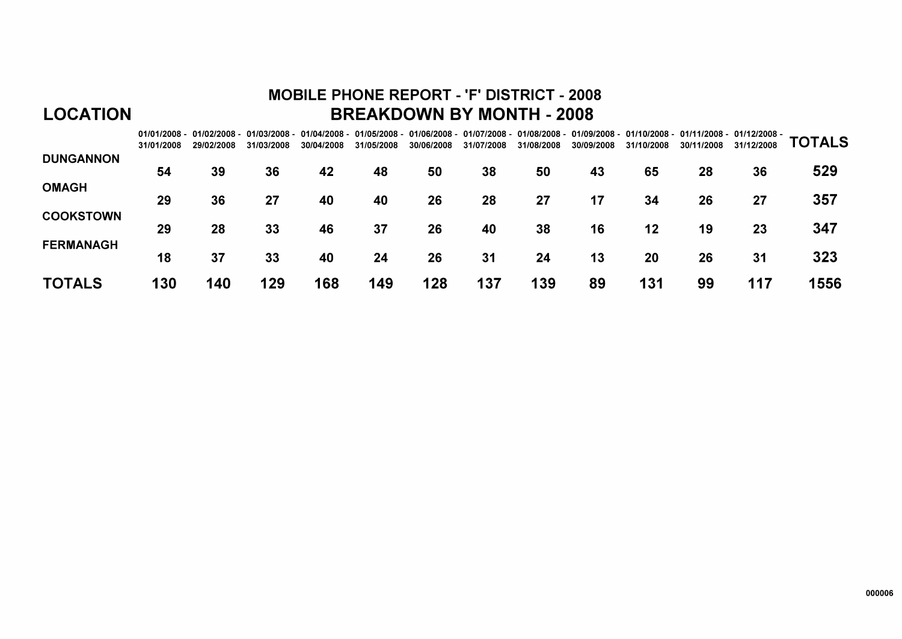# MOBILE PHONE REPORT - 'F' DISTRICT - 2008

## BREAKDOWN BY MONTH - 2008

| LOCATION | 01/01/2008 - 31/01/2008 | 01/02/2008 - 29/02/2008 | 01/03/2008 - 31/03/2008 | 01/04/2008 - 30/04/2008 | 01/05/2008 - 31/05/2008 | 01/06/2008 - 30/06/2008 | 01/07/2008 - 31/07/2008 | 01/08/2008 - 31/08/2008 | 01/09/2008 - 30/09/2008 | 01/10/2008 - 31/10/2008 | 01/11/2008 - 30/11/2008 | 01/12/2008 - 31/12/2008 | TOTALS |
|---|---|---|---|---|---|---|---|---|---|---|---|---|---|
| DUNGANNON | 54 | 39 | 36 | 42 | 48 | 50 | 38 | 50 | 43 | 65 | 28 | 36 | 529 |
| OMAGH | 29 | 36 | 27 | 40 | 40 | 26 | 28 | 27 | 17 | 34 | 26 | 27 | 357 |
| COOKSTOWN | 29 | 28 | 33 | 46 | 37 | 26 | 40 | 38 | 16 | 12 | 19 | 23 | 347 |
| FERMANAGH | 18 | 37 | 33 | 40 | 24 | 26 | 31 | 24 | 13 | 20 | 26 | 31 | 323 |
| **TOTALS** | **130** | **140** | **129** | **168** | **149** | **128** | **137** | **139** | **89** | **131** | **99** | **117** | **1556** |

000006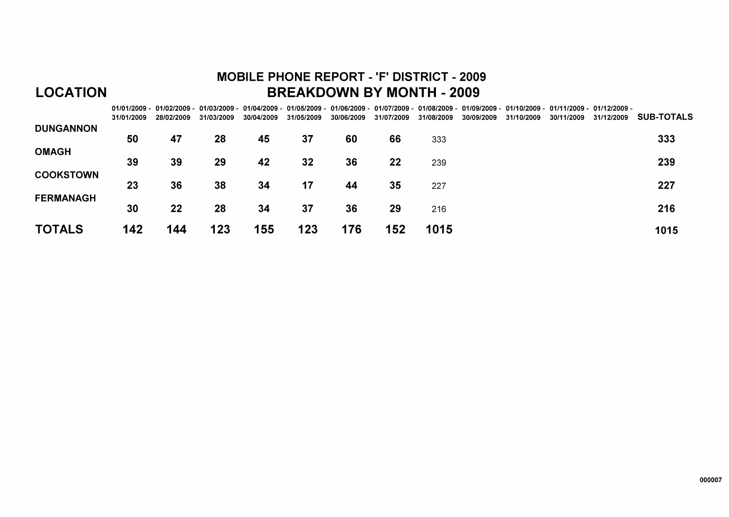# MOBILE PHONE REPORT - 'F' DISTRICT - 2009

## BREAKDOWN BY MONTH - 2009

| LOCATION | 01/01/2009 - 31/01/2009 | 01/02/2009 - 28/02/2009 | 01/03/2009 - 31/03/2009 | 01/04/2009 - 30/04/2009 | 01/05/2009 - 31/05/2009 | 01/06/2009 - 30/06/2009 | 01/07/2009 - 31/07/2009 | 01/08/2009 - 31/08/2009 | 01/09/2009 - 30/09/2009 | 01/10/2009 - 31/10/2009 | 01/11/2009 - 30/11/2009 | 01/12/2009 - 31/12/2009 | SUB-TOTALS |
|---|---|---|---|---|---|---|---|---|---|---|---|---|---|
| DUNGANNON | 50 | 47 | 28 | 45 | 37 | 60 | 66 | 333 | | | | | 333 |
| OMAGH | 39 | 39 | 29 | 42 | 32 | 36 | 22 | 239 | | | | | 239 |
| COOKSTOWN | 23 | 36 | 38 | 34 | 17 | 44 | 35 | 227 | | | | | 227 |
| FERMANAGH | 30 | 22 | 28 | 34 | 37 | 36 | 29 | 216 | | | | | 216 |
| **TOTALS** | **142** | **144** | **123** | **155** | **123** | **176** | **152** | **1015** | | | | | **1015** |